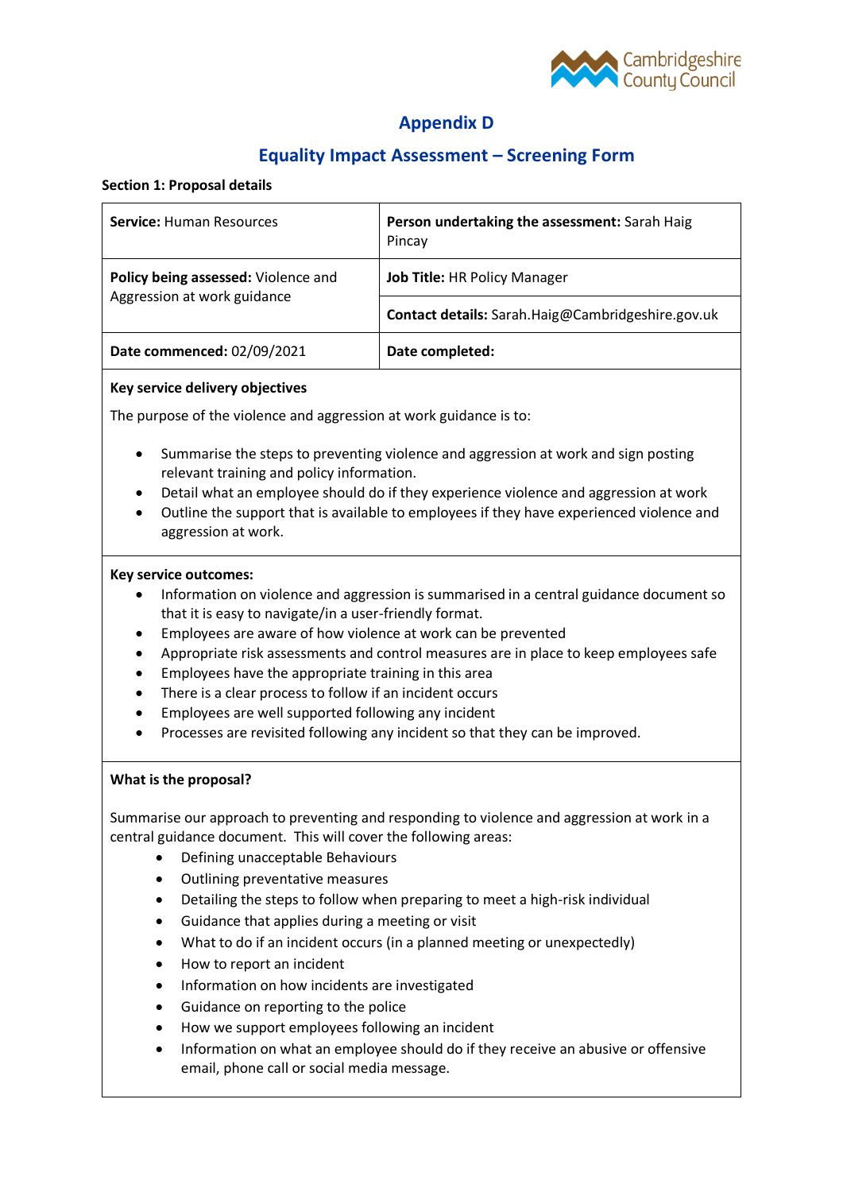## Appendix D

## Equality Impact Assessment – Screening Form

**Section 1: Proposal details**

| **Service:** Human Resources | **Person undertaking the assessment:** Sarah Haig Pincay |
|---|---|
| **Policy being assessed:** Violence and Aggression at work guidance | **Job Title:** HR Policy Manager |
| | **Contact details:** Sarah.Haig@Cambridgeshire.gov.uk |
| **Date commenced:** 02/09/2021 | **Date completed:** |

**Key service delivery objectives**

The purpose of the violence and aggression at work guidance is to:

- Summarise the steps to preventing violence and aggression at work and sign posting relevant training and policy information.
- Detail what an employee should do if they experience violence and aggression at work
- Outline the support that is available to employees if they have experienced violence and aggression at work.

**Key service outcomes:**

- Information on violence and aggression is summarised in a central guidance document so that it is easy to navigate/in a user-friendly format.
- Employees are aware of how violence at work can be prevented
- Appropriate risk assessments and control measures are in place to keep employees safe
- Employees have the appropriate training in this area
- There is a clear process to follow if an incident occurs
- Employees are well supported following any incident
- Processes are revisited following any incident so that they can be improved.

**What is the proposal?**

Summarise our approach to preventing and responding to violence and aggression at work in a central guidance document. This will cover the following areas:

- Defining unacceptable Behaviours
- Outlining preventative measures
- Detailing the steps to follow when preparing to meet a high-risk individual
- Guidance that applies during a meeting or visit
- What to do if an incident occurs (in a planned meeting or unexpectedly)
- How to report an incident
- Information on how incidents are investigated
- Guidance on reporting to the police
- How we support employees following an incident
- Information on what an employee should do if they receive an abusive or offensive email, phone call or social media message.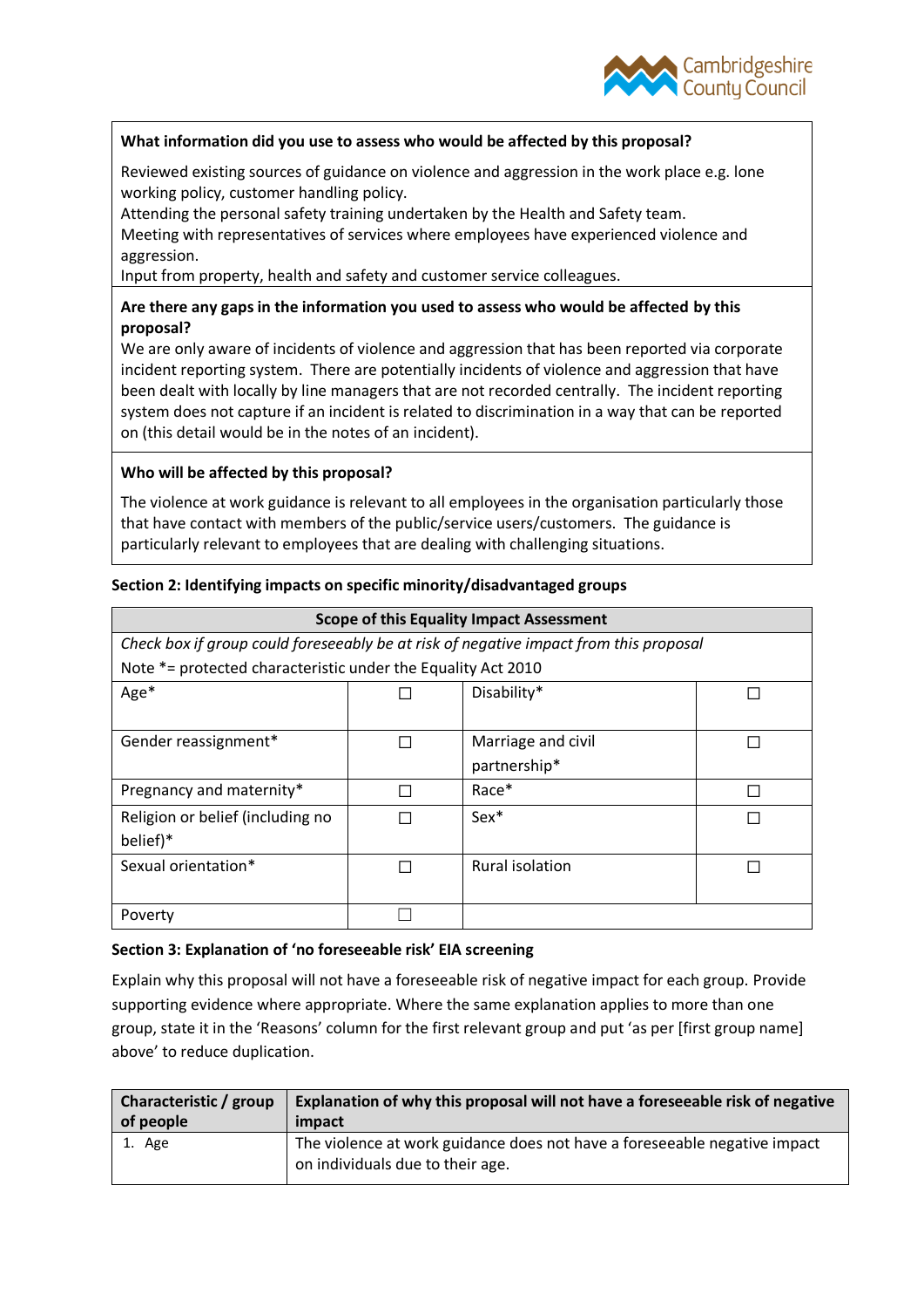**What information did you use to assess who would be affected by this proposal?**

Reviewed existing sources of guidance on violence and aggression in the work place e.g. lone working policy, customer handling policy.
Attending the personal safety training undertaken by the Health and Safety team.
Meeting with representatives of services where employees have experienced violence and aggression.
Input from property, health and safety and customer service colleagues.

**Are there any gaps in the information you used to assess who would be affected by this proposal?**

We are only aware of incidents of violence and aggression that has been reported via corporate incident reporting system. There are potentially incidents of violence and aggression that have been dealt with locally by line managers that are not recorded centrally. The incident reporting system does not capture if an incident is related to discrimination in a way that can be reported on (this detail would be in the notes of an incident).

**Who will be affected by this proposal?**

The violence at work guidance is relevant to all employees in the organisation particularly those that have contact with members of the public/service users/customers. The guidance is particularly relevant to employees that are dealing with challenging situations.

**Section 2: Identifying impacts on specific minority/disadvantaged groups**

| **Scope of this Equality Impact Assessment** | | | |
|---|---|---|---|
| *Check box if group could foreseeably be at risk of negative impact from this proposal* | | | |
| Note *= protected characteristic under the Equality Act 2010 | | | |
| Age* | ☐ | Disability* | ☐ |
| Gender reassignment* | ☐ | Marriage and civil partnership* | ☐ |
| Pregnancy and maternity* | ☐ | Race* | ☐ |
| Religion or belief (including no belief)* | ☐ | Sex* | ☐ |
| Sexual orientation* | ☐ | Rural isolation | ☐ |
| Poverty | ☐ | | |

**Section 3: Explanation of 'no foreseeable risk' EIA screening**

Explain why this proposal will not have a foreseeable risk of negative impact for each group. Provide supporting evidence where appropriate. Where the same explanation applies to more than one group, state it in the 'Reasons' column for the first relevant group and put 'as per [first group name] above' to reduce duplication.

| **Characteristic / group of people** | **Explanation of why this proposal will not have a foreseeable risk of negative impact** |
|---|---|
| 1. Age | The violence at work guidance does not have a foreseeable negative impact on individuals due to their age. |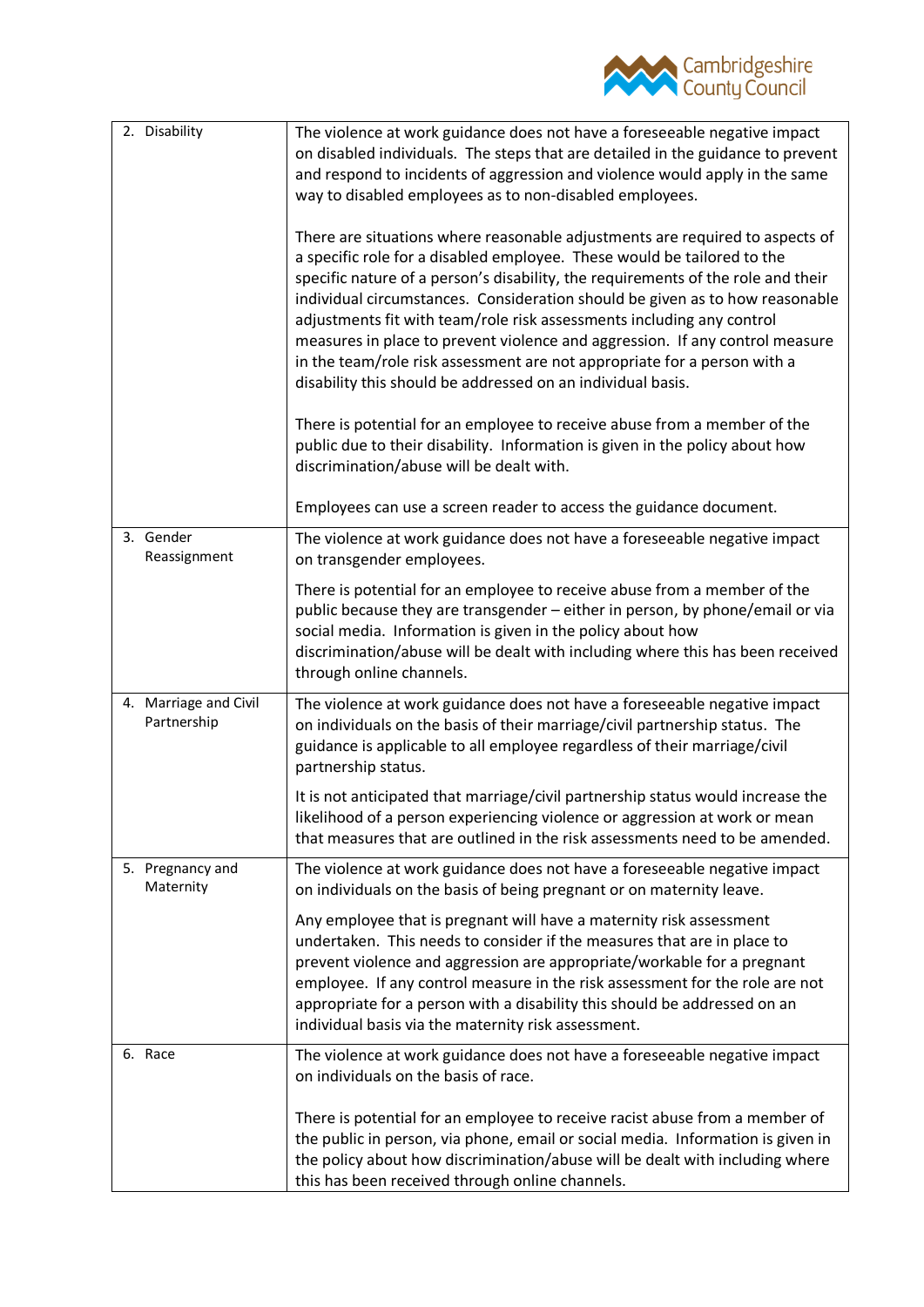| | |
|---|---|
| 2. Disability | The violence at work guidance does not have a foreseeable negative impact on disabled individuals. The steps that are detailed in the guidance to prevent and respond to incidents of aggression and violence would apply in the same way to disabled employees as to non-disabled employees.<br><br>There are situations where reasonable adjustments are required to aspects of a specific role for a disabled employee. These would be tailored to the specific nature of a person's disability, the requirements of the role and their individual circumstances. Consideration should be given as to how reasonable adjustments fit with team/role risk assessments including any control measures in place to prevent violence and aggression. If any control measure in the team/role risk assessment are not appropriate for a person with a disability this should be addressed on an individual basis.<br><br>There is potential for an employee to receive abuse from a member of the public due to their disability. Information is given in the policy about how discrimination/abuse will be dealt with.<br><br>Employees can use a screen reader to access the guidance document. |
| 3. Gender Reassignment | The violence at work guidance does not have a foreseeable negative impact on transgender employees.<br><br>There is potential for an employee to receive abuse from a member of the public because they are transgender – either in person, by phone/email or via social media. Information is given in the policy about how discrimination/abuse will be dealt with including where this has been received through online channels. |
| 4. Marriage and Civil Partnership | The violence at work guidance does not have a foreseeable negative impact on individuals on the basis of their marriage/civil partnership status. The guidance is applicable to all employee regardless of their marriage/civil partnership status.<br><br>It is not anticipated that marriage/civil partnership status would increase the likelihood of a person experiencing violence or aggression at work or mean that measures that are outlined in the risk assessments need to be amended. |
| 5. Pregnancy and Maternity | The violence at work guidance does not have a foreseeable negative impact on individuals on the basis of being pregnant or on maternity leave.<br><br>Any employee that is pregnant will have a maternity risk assessment undertaken. This needs to consider if the measures that are in place to prevent violence and aggression are appropriate/workable for a pregnant employee. If any control measure in the risk assessment for the role are not appropriate for a person with a disability this should be addressed on an individual basis via the maternity risk assessment. |
| 6. Race | The violence at work guidance does not have a foreseeable negative impact on individuals on the basis of race.<br><br>There is potential for an employee to receive racist abuse from a member of the public in person, via phone, email or social media. Information is given in the policy about how discrimination/abuse will be dealt with including where this has been received through online channels. |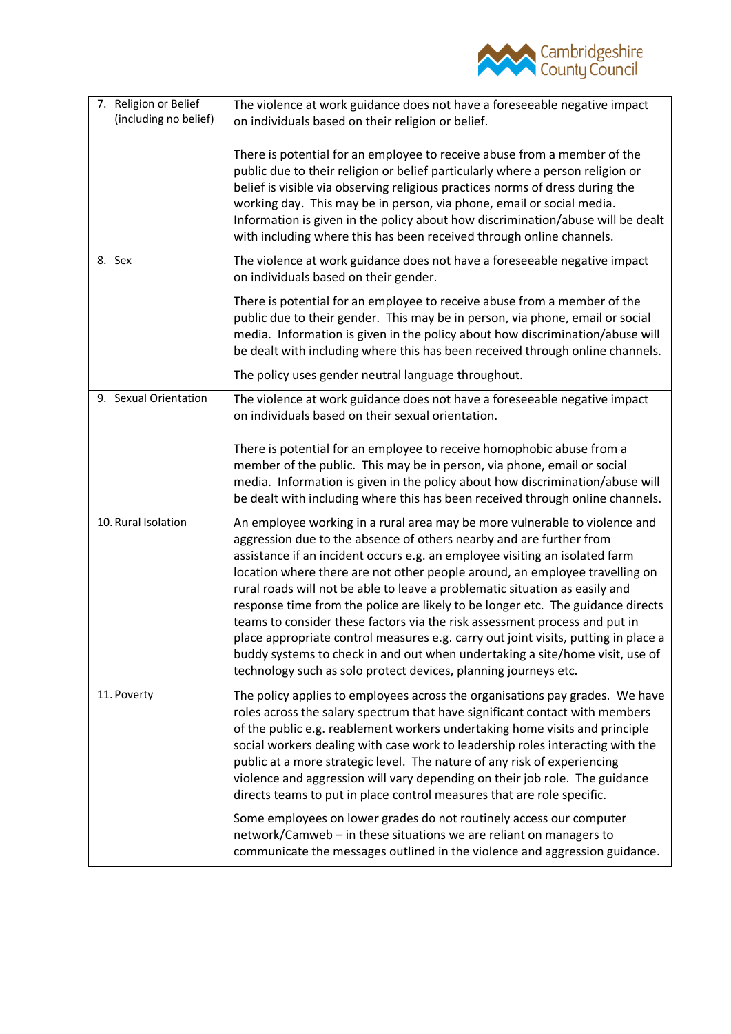| | |
|---|---|
| 7. Religion or Belief (including no belief) | The violence at work guidance does not have a foreseeable negative impact on individuals based on their religion or belief.<br><br>There is potential for an employee to receive abuse from a member of the public due to their religion or belief particularly where a person religion or belief is visible via observing religious practices norms of dress during the working day. This may be in person, via phone, email or social media. Information is given in the policy about how discrimination/abuse will be dealt with including where this has been received through online channels. |
| 8. Sex | The violence at work guidance does not have a foreseeable negative impact on individuals based on their gender.<br><br>There is potential for an employee to receive abuse from a member of the public due to their gender. This may be in person, via phone, email or social media. Information is given in the policy about how discrimination/abuse will be dealt with including where this has been received through online channels.<br><br>The policy uses gender neutral language throughout. |
| 9. Sexual Orientation | The violence at work guidance does not have a foreseeable negative impact on individuals based on their sexual orientation.<br><br>There is potential for an employee to receive homophobic abuse from a member of the public. This may be in person, via phone, email or social media. Information is given in the policy about how discrimination/abuse will be dealt with including where this has been received through online channels. |
| 10. Rural Isolation | An employee working in a rural area may be more vulnerable to violence and aggression due to the absence of others nearby and are further from assistance if an incident occurs e.g. an employee visiting an isolated farm location where there are not other people around, an employee travelling on rural roads will not be able to leave a problematic situation as easily and response time from the police are likely to be longer etc. The guidance directs teams to consider these factors via the risk assessment process and put in place appropriate control measures e.g. carry out joint visits, putting in place a buddy systems to check in and out when undertaking a site/home visit, use of technology such as solo protect devices, planning journeys etc. |
| 11. Poverty | The policy applies to employees across the organisations pay grades. We have roles across the salary spectrum that have significant contact with members of the public e.g. reablement workers undertaking home visits and principle social workers dealing with case work to leadership roles interacting with the public at a more strategic level. The nature of any risk of experiencing violence and aggression will vary depending on their job role. The guidance directs teams to put in place control measures that are role specific.<br><br>Some employees on lower grades do not routinely access our computer network/Camweb – in these situations we are reliant on managers to communicate the messages outlined in the violence and aggression guidance. |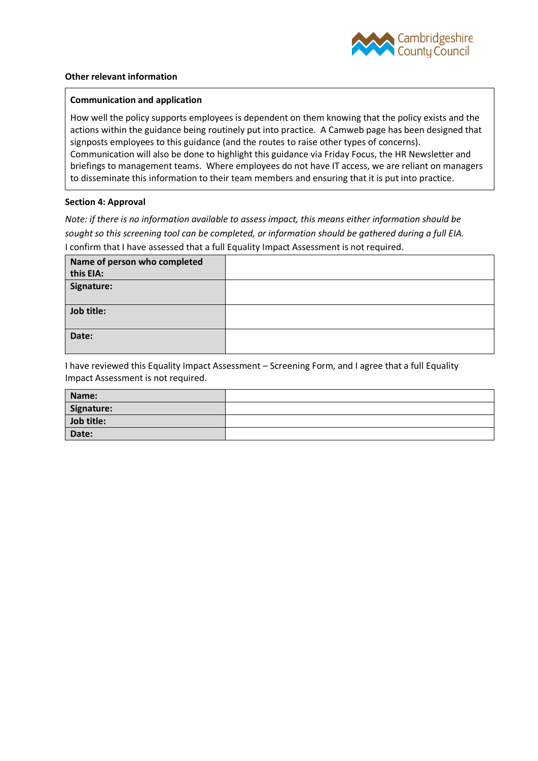**Other relevant information**

| |
|---|
| **Communication and application**<br><br>How well the policy supports employees is dependent on them knowing that the policy exists and the actions within the guidance being routinely put into practice. A Camweb page has been designed that signposts employees to this guidance (and the routes to raise other types of concerns). Communication will also be done to highlight this guidance via Friday Focus, the HR Newsletter and briefings to management teams. Where employees do not have IT access, we are reliant on managers to disseminate this information to their team members and ensuring that it is put into practice. |

**Section 4: Approval**

*Note: if there is no information available to assess impact, this means either information should be sought so this screening tool can be completed, or information should be gathered during a full EIA.*

I confirm that I have assessed that a full Equality Impact Assessment is not required.

| | |
|---|---|
| **Name of person who completed this EIA:** | |
| **Signature:** | |
| **Job title:** | |
| **Date:** | |

I have reviewed this Equality Impact Assessment – Screening Form, and I agree that a full Equality Impact Assessment is not required.

| | |
|---|---|
| **Name:** | |
| **Signature:** | |
| **Job title:** | |
| **Date:** | |